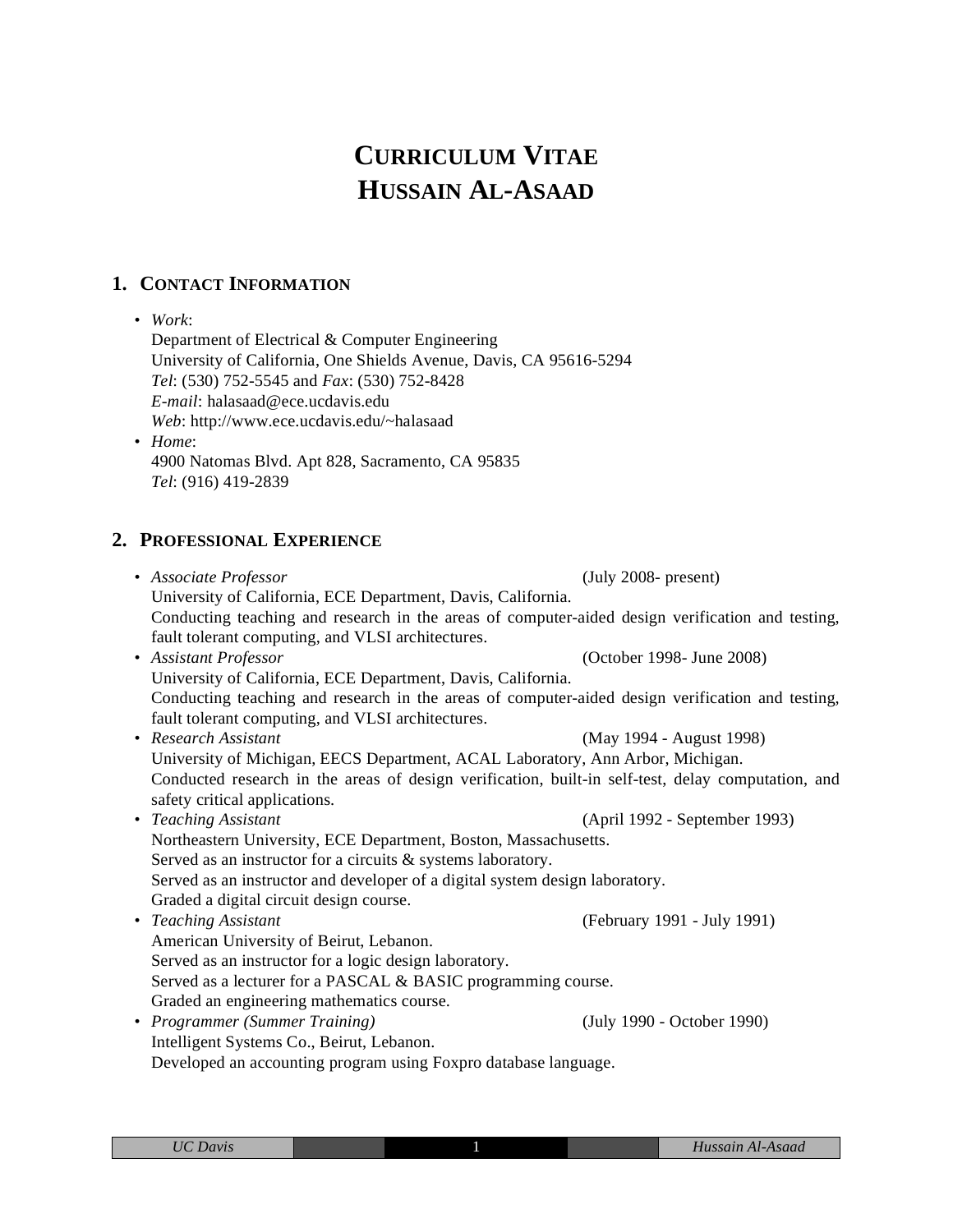# CURRICULUM VITAE
# HUSSAIN AL-ASAAD

## 1. CONTACT INFORMATION

- *Work*:
  Department of Electrical & Computer Engineering
  University of California, One Shields Avenue, Davis, CA 95616-5294
  *Tel*: (530) 752-5545 and *Fax*: (530) 752-8428
  *E-mail*: halasaad@ece.ucdavis.edu
  *Web*: http://www.ece.ucdavis.edu/~halasaad
- *Home*:
  4900 Natomas Blvd. Apt 828, Sacramento, CA 95835
  *Tel*: (916) 419-2839

## 2. PROFESSIONAL EXPERIENCE

- *Associate Professor* (July 2008- present)
  University of California, ECE Department, Davis, California.
  Conducting teaching and research in the areas of computer-aided design verification and testing, fault tolerant computing, and VLSI architectures.
- *Assistant Professor* (October 1998- June 2008)
  University of California, ECE Department, Davis, California.
  Conducting teaching and research in the areas of computer-aided design verification and testing, fault tolerant computing, and VLSI architectures.
- *Research Assistant* (May 1994 - August 1998)
  University of Michigan, EECS Department, ACAL Laboratory, Ann Arbor, Michigan.
  Conducted research in the areas of design verification, built-in self-test, delay computation, and safety critical applications.
- *Teaching Assistant* (April 1992 - September 1993)
  Northeastern University, ECE Department, Boston, Massachusetts.
  Served as an instructor for a circuits & systems laboratory.
  Served as an instructor and developer of a digital system design laboratory.
  Graded a digital circuit design course.
- *Teaching Assistant* (February 1991 - July 1991)
  American University of Beirut, Lebanon.
  Served as an instructor for a logic design laboratory.
  Served as a lecturer for a PASCAL & BASIC programming course.
  Graded an engineering mathematics course.
- *Programmer (Summer Training)* (July 1990 - October 1990)
  Intelligent Systems Co., Beirut, Lebanon.
  Developed an accounting program using Foxpro database language.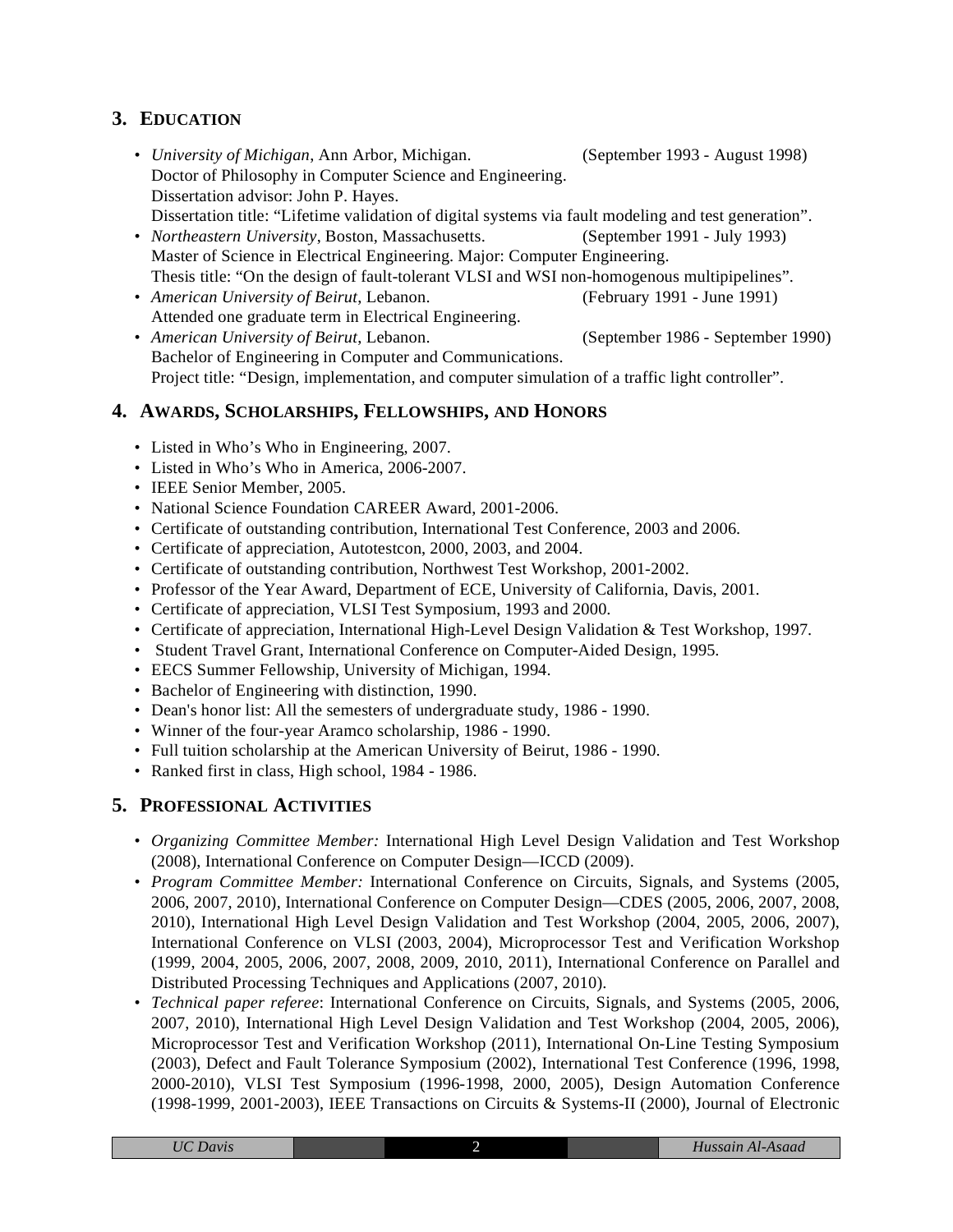## 3. Education

- *University of Michigan*, Ann Arbor, Michigan. (September 1993 - August 1998)
  Doctor of Philosophy in Computer Science and Engineering.
  Dissertation advisor: John P. Hayes.
  Dissertation title: "Lifetime validation of digital systems via fault modeling and test generation".
- *Northeastern University*, Boston, Massachusetts. (September 1991 - July 1993)
  Master of Science in Electrical Engineering. Major: Computer Engineering.
  Thesis title: "On the design of fault-tolerant VLSI and WSI non-homogenous multipipelines".
- *American University of Beirut*, Lebanon. (February 1991 - June 1991)
  Attended one graduate term in Electrical Engineering.
- *American University of Beirut*, Lebanon. (September 1986 - September 1990)
  Bachelor of Engineering in Computer and Communications.
  Project title: "Design, implementation, and computer simulation of a traffic light controller".

## 4. Awards, Scholarships, Fellowships, and Honors

- Listed in Who's Who in Engineering, 2007.
- Listed in Who's Who in America, 2006-2007.
- IEEE Senior Member, 2005.
- National Science Foundation CAREER Award, 2001-2006.
- Certificate of outstanding contribution, International Test Conference, 2003 and 2006.
- Certificate of appreciation, Autotestcon, 2000, 2003, and 2004.
- Certificate of outstanding contribution, Northwest Test Workshop, 2001-2002.
- Professor of the Year Award, Department of ECE, University of California, Davis, 2001.
- Certificate of appreciation, VLSI Test Symposium, 1993 and 2000.
- Certificate of appreciation, International High-Level Design Validation & Test Workshop, 1997.
- Student Travel Grant, International Conference on Computer-Aided Design, 1995.
- EECS Summer Fellowship, University of Michigan, 1994.
- Bachelor of Engineering with distinction, 1990.
- Dean's honor list: All the semesters of undergraduate study, 1986 - 1990.
- Winner of the four-year Aramco scholarship, 1986 - 1990.
- Full tuition scholarship at the American University of Beirut, 1986 - 1990.
- Ranked first in class, High school, 1984 - 1986.

## 5. Professional Activities

- *Organizing Committee Member:* International High Level Design Validation and Test Workshop (2008), International Conference on Computer Design—ICCD (2009).
- *Program Committee Member:* International Conference on Circuits, Signals, and Systems (2005, 2006, 2007, 2010), International Conference on Computer Design—CDES (2005, 2006, 2007, 2008, 2010), International High Level Design Validation and Test Workshop (2004, 2005, 2006, 2007), International Conference on VLSI (2003, 2004), Microprocessor Test and Verification Workshop (1999, 2004, 2005, 2006, 2007, 2008, 2009, 2010, 2011), International Conference on Parallel and Distributed Processing Techniques and Applications (2007, 2010).
- *Technical paper referee*: International Conference on Circuits, Signals, and Systems (2005, 2006, 2007, 2010), International High Level Design Validation and Test Workshop (2004, 2005, 2006), Microprocessor Test and Verification Workshop (2011), International On-Line Testing Symposium (2003), Defect and Fault Tolerance Symposium (2002), International Test Conference (1996, 1998, 2000-2010), VLSI Test Symposium (1996-1998, 2000, 2005), Design Automation Conference (1998-1999, 2001-2003), IEEE Transactions on Circuits & Systems-II (2000), Journal of Electronic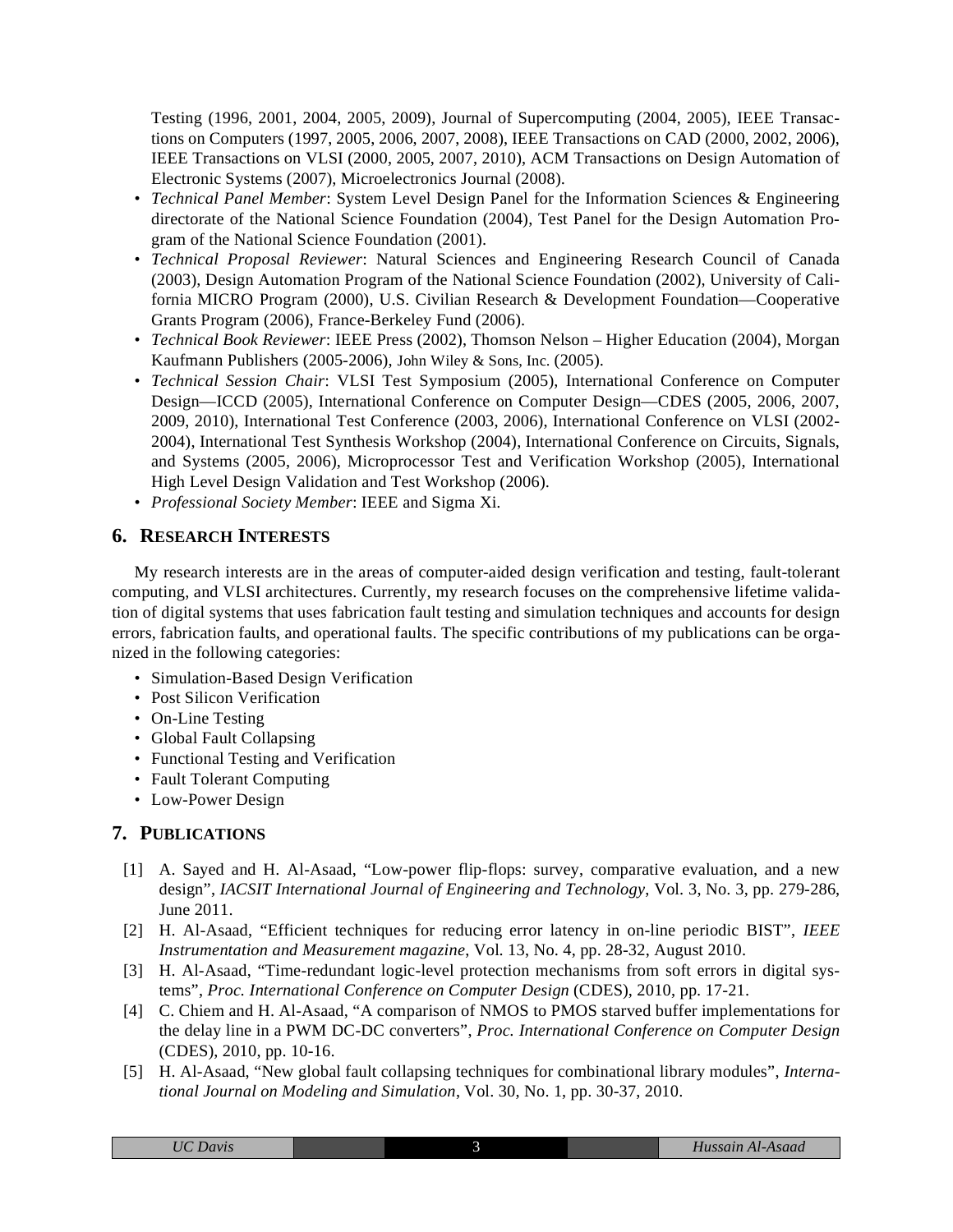Testing (1996, 2001, 2004, 2005, 2009), Journal of Supercomputing (2004, 2005), IEEE Transactions on Computers (1997, 2005, 2006, 2007, 2008), IEEE Transactions on CAD (2000, 2002, 2006), IEEE Transactions on VLSI (2000, 2005, 2007, 2010), ACM Transactions on Design Automation of Electronic Systems (2007), Microelectronics Journal (2008).

- *Technical Panel Member*: System Level Design Panel for the Information Sciences & Engineering directorate of the National Science Foundation (2004), Test Panel for the Design Automation Program of the National Science Foundation (2001).
- *Technical Proposal Reviewer*: Natural Sciences and Engineering Research Council of Canada (2003), Design Automation Program of the National Science Foundation (2002), University of California MICRO Program (2000), U.S. Civilian Research & Development Foundation—Cooperative Grants Program (2006), France-Berkeley Fund (2006).
- *Technical Book Reviewer*: IEEE Press (2002), Thomson Nelson – Higher Education (2004), Morgan Kaufmann Publishers (2005-2006), John Wiley & Sons, Inc. (2005).
- *Technical Session Chair*: VLSI Test Symposium (2005), International Conference on Computer Design—ICCD (2005), International Conference on Computer Design—CDES (2005, 2006, 2007, 2009, 2010), International Test Conference (2003, 2006), International Conference on VLSI (2002-2004), International Test Synthesis Workshop (2004), International Conference on Circuits, Signals, and Systems (2005, 2006), Microprocessor Test and Verification Workshop (2005), International High Level Design Validation and Test Workshop (2006).
- *Professional Society Member*: IEEE and Sigma Xi.

## 6. Research Interests

My research interests are in the areas of computer-aided design verification and testing, fault-tolerant computing, and VLSI architectures. Currently, my research focuses on the comprehensive lifetime validation of digital systems that uses fabrication fault testing and simulation techniques and accounts for design errors, fabrication faults, and operational faults. The specific contributions of my publications can be organized in the following categories:

- Simulation-Based Design Verification
- Post Silicon Verification
- On-Line Testing
- Global Fault Collapsing
- Functional Testing and Verification
- Fault Tolerant Computing
- Low-Power Design

## 7. Publications

[1] A. Sayed and H. Al-Asaad, "Low-power flip-flops: survey, comparative evaluation, and a new design", *IACSIT International Journal of Engineering and Technology*, Vol. 3, No. 3, pp. 279-286, June 2011.

[2] H. Al-Asaad, "Efficient techniques for reducing error latency in on-line periodic BIST", *IEEE Instrumentation and Measurement magazine*, Vol. 13, No. 4, pp. 28-32, August 2010.

[3] H. Al-Asaad, "Time-redundant logic-level protection mechanisms from soft errors in digital systems", *Proc. International Conference on Computer Design* (CDES), 2010, pp. 17-21.

[4] C. Chiem and H. Al-Asaad, "A comparison of NMOS to PMOS starved buffer implementations for the delay line in a PWM DC-DC converters", *Proc. International Conference on Computer Design* (CDES), 2010, pp. 10-16.

[5] H. Al-Asaad, "New global fault collapsing techniques for combinational library modules", *International Journal on Modeling and Simulation*, Vol. 30, No. 1, pp. 30-37, 2010.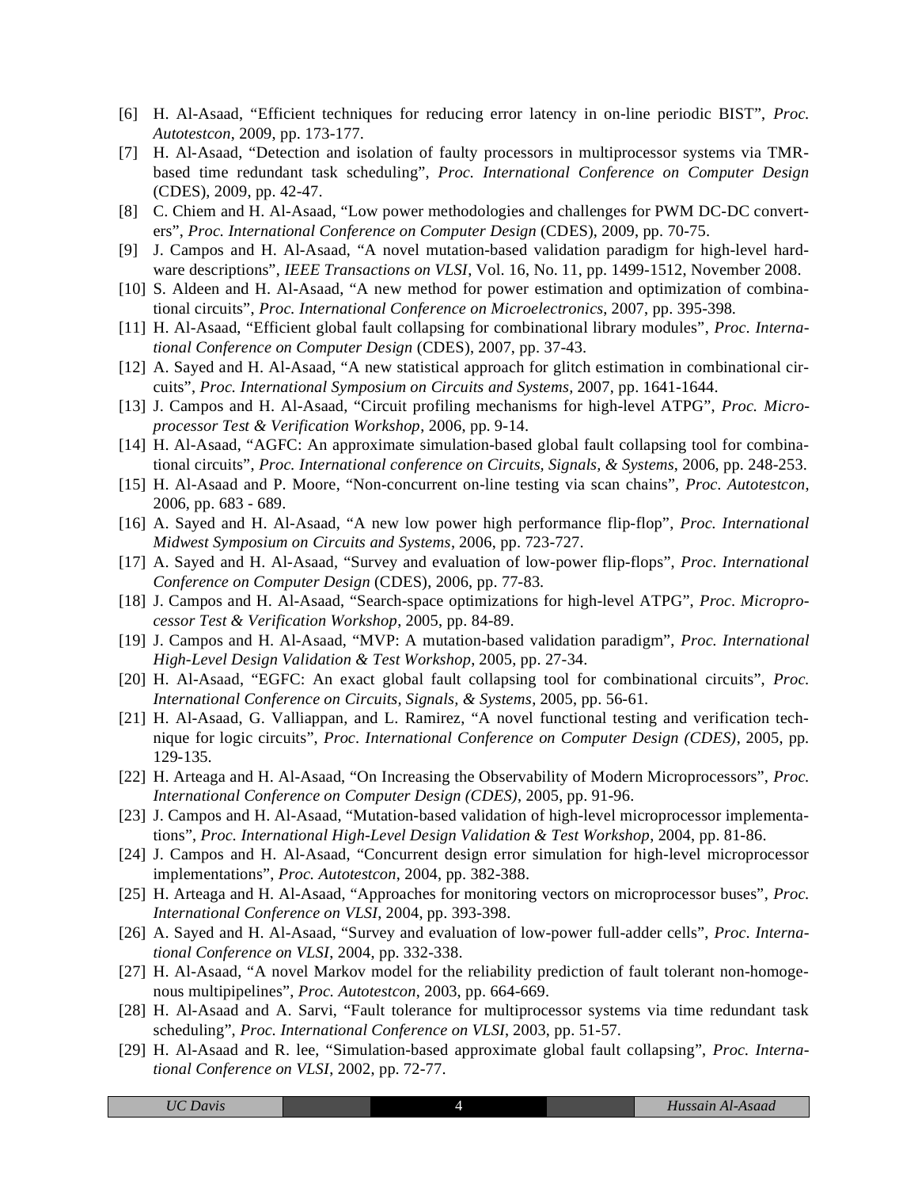[6] H. Al-Asaad, “Efficient techniques for reducing error latency in on-line periodic BIST”, *Proc. Autotestcon*, 2009, pp. 173-177.

[7] H. Al-Asaad, “Detection and isolation of faulty processors in multiprocessor systems via TMR-based time redundant task scheduling”, *Proc. International Conference on Computer Design* (CDES), 2009, pp. 42-47.

[8] C. Chiem and H. Al-Asaad, “Low power methodologies and challenges for PWM DC-DC converters”, *Proc. International Conference on Computer Design* (CDES), 2009, pp. 70-75.

[9] J. Campos and H. Al-Asaad, “A novel mutation-based validation paradigm for high-level hardware descriptions”, *IEEE Transactions on VLSI*, Vol. 16, No. 11, pp. 1499-1512, November 2008.

[10] S. Aldeen and H. Al-Asaad, “A new method for power estimation and optimization of combinational circuits”, *Proc. International Conference on Microelectronics*, 2007, pp. 395-398.

[11] H. Al-Asaad, “Efficient global fault collapsing for combinational library modules”, *Proc. International Conference on Computer Design* (CDES), 2007, pp. 37-43.

[12] A. Sayed and H. Al-Asaad, “A new statistical approach for glitch estimation in combinational circuits”, *Proc. International Symposium on Circuits and Systems,* 2007, pp. 1641-1644.

[13] J. Campos and H. Al-Asaad, “Circuit profiling mechanisms for high-level ATPG”, *Proc. Microprocessor Test & Verification Workshop,* 2006, pp. 9-14.

[14] H. Al-Asaad, “AGFC: An approximate simulation-based global fault collapsing tool for combinational circuits”, *Proc. International conference on Circuits, Signals, & Systems*, 2006, pp. 248-253.

[15] H. Al-Asaad and P. Moore, “Non-concurrent on-line testing via scan chains”, *Proc. Autotestcon*, 2006, pp. 683 - 689.

[16] A. Sayed and H. Al-Asaad, “A new low power high performance flip-flop”, *Proc. International Midwest Symposium on Circuits and Systems*, 2006, pp. 723-727.

[17] A. Sayed and H. Al-Asaad, “Survey and evaluation of low-power flip-flops”, *Proc. International Conference on Computer Design* (CDES), 2006, pp. 77-83.

[18] J. Campos and H. Al-Asaad, “Search-space optimizations for high-level ATPG”, *Proc. Microprocessor Test & Verification Workshop*, 2005, pp. 84-89.

[19] J. Campos and H. Al-Asaad, “MVP: A mutation-based validation paradigm”, *Proc. International High-Level Design Validation & Test Workshop*, 2005, pp. 27-34.

[20] H. Al-Asaad, “EGFC: An exact global fault collapsing tool for combinational circuits”, *Proc. International Conference on Circuits, Signals, & Systems*, 2005, pp. 56-61.

[21] H. Al-Asaad, G. Valliappan, and L. Ramirez, “A novel functional testing and verification technique for logic circuits”, *Proc. International Conference on Computer Design (CDES)*, 2005, pp. 129-135.

[22] H. Arteaga and H. Al-Asaad, “On Increasing the Observability of Modern Microprocessors”, *Proc. International Conference on Computer Design (CDES)*, 2005, pp. 91-96.

[23] J. Campos and H. Al-Asaad, “Mutation-based validation of high-level microprocessor implementations”, *Proc. International High-Level Design Validation & Test Workshop*, 2004, pp. 81-86.

[24] J. Campos and H. Al-Asaad, “Concurrent design error simulation for high-level microprocessor implementations”, *Proc. Autotestcon*, 2004, pp. 382-388.

[25] H. Arteaga and H. Al-Asaad, “Approaches for monitoring vectors on microprocessor buses”, *Proc. International Conference on VLSI*, 2004, pp. 393-398.

[26] A. Sayed and H. Al-Asaad, “Survey and evaluation of low-power full-adder cells”, *Proc. International Conference on VLSI*, 2004, pp. 332-338.

[27] H. Al-Asaad, “A novel Markov model for the reliability prediction of fault tolerant non-homogenous multipipelines”, *Proc. Autotestcon*, 2003, pp. 664-669.

[28] H. Al-Asaad and A. Sarvi, “Fault tolerance for multiprocessor systems via time redundant task scheduling”, *Proc. International Conference on VLSI*, 2003, pp. 51-57.

[29] H. Al-Asaad and R. lee, “Simulation-based approximate global fault collapsing”, *Proc. International Conference on VLSI*, 2002, pp. 72-77.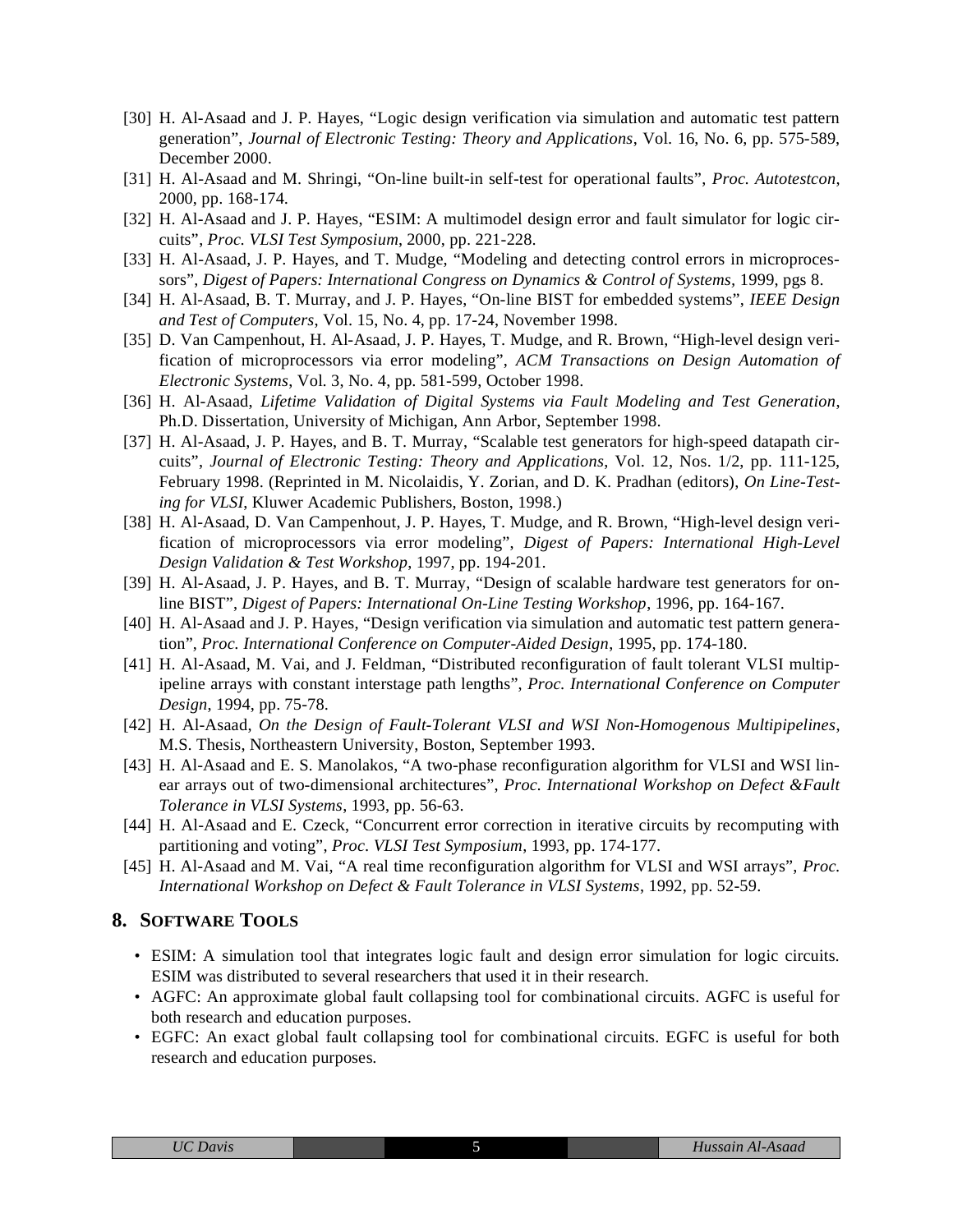[30] H. Al-Asaad and J. P. Hayes, "Logic design verification via simulation and automatic test pattern generation", *Journal of Electronic Testing: Theory and Applications*, Vol. 16, No. 6, pp. 575-589, December 2000.

[31] H. Al-Asaad and M. Shringi, "On-line built-in self-test for operational faults", *Proc. Autotestcon*, 2000, pp. 168-174.

[32] H. Al-Asaad and J. P. Hayes, "ESIM: A multimodel design error and fault simulator for logic circuits", *Proc. VLSI Test Symposium*, 2000, pp. 221-228.

[33] H. Al-Asaad, J. P. Hayes, and T. Mudge, "Modeling and detecting control errors in microprocessors", *Digest of Papers: International Congress on Dynamics & Control of Systems*, 1999, pgs 8.

[34] H. Al-Asaad, B. T. Murray, and J. P. Hayes, "On-line BIST for embedded systems", *IEEE Design and Test of Computers*, Vol. 15, No. 4, pp. 17-24, November 1998.

[35] D. Van Campenhout, H. Al-Asaad, J. P. Hayes, T. Mudge, and R. Brown, "High-level design verification of microprocessors via error modeling", *ACM Transactions on Design Automation of Electronic Systems*, Vol. 3, No. 4, pp. 581-599, October 1998.

[36] H. Al-Asaad, *Lifetime Validation of Digital Systems via Fault Modeling and Test Generation*, Ph.D. Dissertation, University of Michigan, Ann Arbor, September 1998.

[37] H. Al-Asaad, J. P. Hayes, and B. T. Murray, "Scalable test generators for high-speed datapath circuits", *Journal of Electronic Testing: Theory and Applications*, Vol. 12, Nos. 1/2, pp. 111-125, February 1998. (Reprinted in M. Nicolaidis, Y. Zorian, and D. K. Pradhan (editors), *On Line-Testing for VLSI*, Kluwer Academic Publishers, Boston, 1998.)

[38] H. Al-Asaad, D. Van Campenhout, J. P. Hayes, T. Mudge, and R. Brown, "High-level design verification of microprocessors via error modeling", *Digest of Papers: International High-Level Design Validation & Test Workshop*, 1997, pp. 194-201.

[39] H. Al-Asaad, J. P. Hayes, and B. T. Murray, "Design of scalable hardware test generators for on-line BIST", *Digest of Papers: International On-Line Testing Workshop*, 1996, pp. 164-167.

[40] H. Al-Asaad and J. P. Hayes, "Design verification via simulation and automatic test pattern generation", *Proc. International Conference on Computer-Aided Design*, 1995, pp. 174-180.

[41] H. Al-Asaad, M. Vai, and J. Feldman, "Distributed reconfiguration of fault tolerant VLSI multipipeline arrays with constant interstage path lengths", *Proc. International Conference on Computer Design*, 1994, pp. 75-78.

[42] H. Al-Asaad, *On the Design of Fault-Tolerant VLSI and WSI Non-Homogenous Multipipelines*, M.S. Thesis, Northeastern University, Boston, September 1993.

[43] H. Al-Asaad and E. S. Manolakos, "A two-phase reconfiguration algorithm for VLSI and WSI linear arrays out of two-dimensional architectures", *Proc. International Workshop on Defect &Fault Tolerance in VLSI Systems*, 1993, pp. 56-63.

[44] H. Al-Asaad and E. Czeck, "Concurrent error correction in iterative circuits by recomputing with partitioning and voting", *Proc. VLSI Test Symposium*, 1993, pp. 174-177.

[45] H. Al-Asaad and M. Vai, "A real time reconfiguration algorithm for VLSI and WSI arrays", *Proc. International Workshop on Defect & Fault Tolerance in VLSI Systems*, 1992, pp. 52-59.

## 8. Software Tools

- ESIM: A simulation tool that integrates logic fault and design error simulation for logic circuits. ESIM was distributed to several researchers that used it in their research.
- AGFC: An approximate global fault collapsing tool for combinational circuits. AGFC is useful for both research and education purposes.
- EGFC: An exact global fault collapsing tool for combinational circuits. EGFC is useful for both research and education purposes.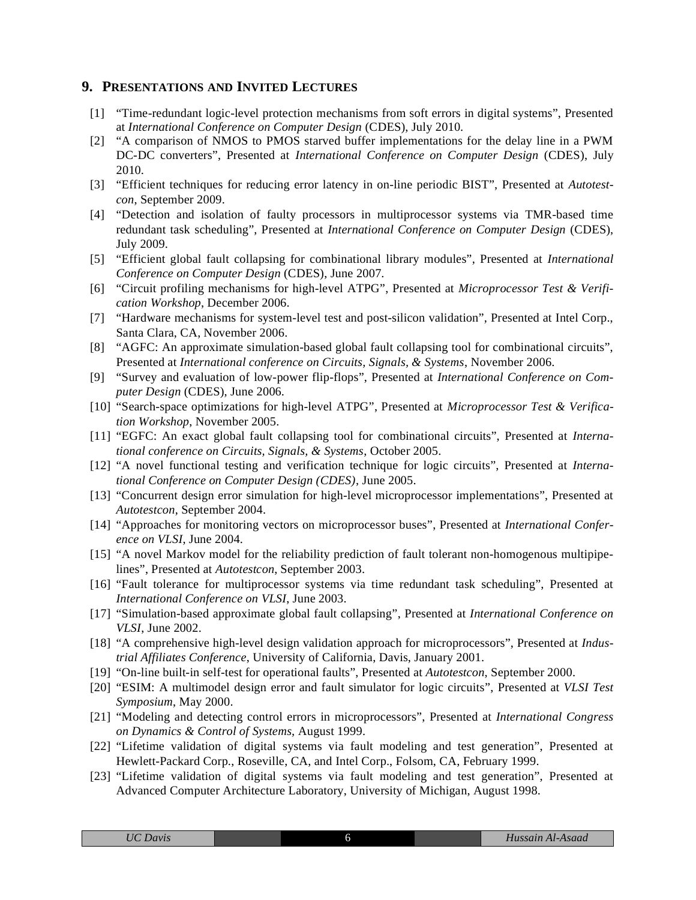## 9. Presentations and Invited Lectures

[1] "Time-redundant logic-level protection mechanisms from soft errors in digital systems", Presented at *International Conference on Computer Design* (CDES), July 2010.

[2] "A comparison of NMOS to PMOS starved buffer implementations for the delay line in a PWM DC-DC converters", Presented at *International Conference on Computer Design* (CDES), July 2010.

[3] "Efficient techniques for reducing error latency in on-line periodic BIST", Presented at *Autotestcon*, September 2009.

[4] "Detection and isolation of faulty processors in multiprocessor systems via TMR-based time redundant task scheduling", Presented at *International Conference on Computer Design* (CDES), July 2009.

[5] "Efficient global fault collapsing for combinational library modules", Presented at *International Conference on Computer Design* (CDES), June 2007.

[6] "Circuit profiling mechanisms for high-level ATPG", Presented at *Microprocessor Test & Verification Workshop*, December 2006.

[7] "Hardware mechanisms for system-level test and post-silicon validation", Presented at Intel Corp., Santa Clara, CA, November 2006.

[8] "AGFC: An approximate simulation-based global fault collapsing tool for combinational circuits", Presented at *International conference on Circuits, Signals, & Systems*, November 2006.

[9] "Survey and evaluation of low-power flip-flops", Presented at *International Conference on Computer Design* (CDES), June 2006.

[10] "Search-space optimizations for high-level ATPG", Presented at *Microprocessor Test & Verification Workshop*, November 2005.

[11] "EGFC: An exact global fault collapsing tool for combinational circuits", Presented at *International conference on Circuits, Signals, & Systems*, October 2005.

[12] "A novel functional testing and verification technique for logic circuits", Presented at *International Conference on Computer Design (CDES)*, June 2005.

[13] "Concurrent design error simulation for high-level microprocessor implementations", Presented at *Autotestcon*, September 2004.

[14] "Approaches for monitoring vectors on microprocessor buses", Presented at *International Conference on VLSI*, June 2004.

[15] "A novel Markov model for the reliability prediction of fault tolerant non-homogenous multipipelines", Presented at *Autotestcon*, September 2003.

[16] "Fault tolerance for multiprocessor systems via time redundant task scheduling", Presented at *International Conference on VLSI*, June 2003.

[17] "Simulation-based approximate global fault collapsing", Presented at *International Conference on VLSI*, June 2002.

[18] "A comprehensive high-level design validation approach for microprocessors", Presented at *Industrial Affiliates Conference*, University of California, Davis, January 2001.

[19] "On-line built-in self-test for operational faults", Presented at *Autotestcon*, September 2000.

[20] "ESIM: A multimodel design error and fault simulator for logic circuits", Presented at *VLSI Test Symposium*, May 2000.

[21] "Modeling and detecting control errors in microprocessors", Presented at *International Congress on Dynamics & Control of Systems*, August 1999.

[22] "Lifetime validation of digital systems via fault modeling and test generation", Presented at Hewlett-Packard Corp., Roseville, CA, and Intel Corp., Folsom, CA, February 1999.

[23] "Lifetime validation of digital systems via fault modeling and test generation", Presented at Advanced Computer Architecture Laboratory, University of Michigan, August 1998.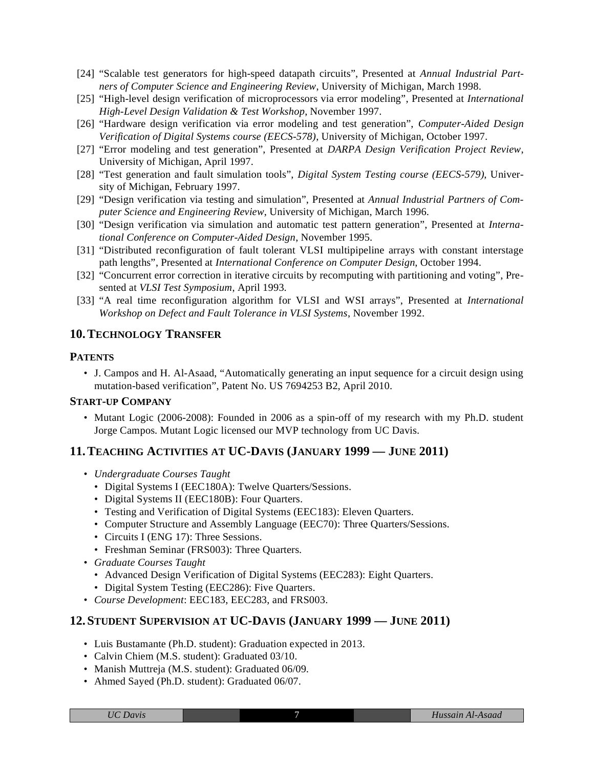[24] "Scalable test generators for high-speed datapath circuits", Presented at *Annual Industrial Partners of Computer Science and Engineering Review*, University of Michigan, March 1998.

[25] "High-level design verification of microprocessors via error modeling", Presented at *International High-Level Design Validation & Test Workshop*, November 1997.

[26] "Hardware design verification via error modeling and test generation", *Computer-Aided Design Verification of Digital Systems course (EECS-578)*, University of Michigan, October 1997.

[27] "Error modeling and test generation", Presented at *DARPA Design Verification Project Review*, University of Michigan, April 1997.

[28] "Test generation and fault simulation tools", *Digital System Testing course (EECS-579)*, University of Michigan, February 1997.

[29] "Design verification via testing and simulation", Presented at *Annual Industrial Partners of Computer Science and Engineering Review*, University of Michigan, March 1996.

[30] "Design verification via simulation and automatic test pattern generation", Presented at *International Conference on Computer-Aided Design*, November 1995.

[31] "Distributed reconfiguration of fault tolerant VLSI multipipeline arrays with constant interstage path lengths", Presented at *International Conference on Computer Design*, October 1994.

[32] "Concurrent error correction in iterative circuits by recomputing with partitioning and voting", Presented at *VLSI Test Symposium*, April 1993.

[33] "A real time reconfiguration algorithm for VLSI and WSI arrays", Presented at *International Workshop on Defect and Fault Tolerance in VLSI Systems*, November 1992.

## 10. TECHNOLOGY TRANSFER

### PATENTS

- J. Campos and H. Al-Asaad, "Automatically generating an input sequence for a circuit design using mutation-based verification", Patent No. US 7694253 B2, April 2010.

### START-UP COMPANY

- Mutant Logic (2006-2008): Founded in 2006 as a spin-off of my research with my Ph.D. student Jorge Campos. Mutant Logic licensed our MVP technology from UC Davis.

## 11. TEACHING ACTIVITIES AT UC-DAVIS (JANUARY 1999 — JUNE 2011)

- *Undergraduate Courses Taught*
  - Digital Systems I (EEC180A): Twelve Quarters/Sessions.
  - Digital Systems II (EEC180B): Four Quarters.
  - Testing and Verification of Digital Systems (EEC183): Eleven Quarters.
  - Computer Structure and Assembly Language (EEC70): Three Quarters/Sessions.
  - Circuits I (ENG 17): Three Sessions.
  - Freshman Seminar (FRS003): Three Quarters.
- *Graduate Courses Taught*
  - Advanced Design Verification of Digital Systems (EEC283): Eight Quarters.
  - Digital System Testing (EEC286): Five Quarters.
- *Course Development*: EEC183, EEC283, and FRS003.

## 12. STUDENT SUPERVISION AT UC-DAVIS (JANUARY 1999 — JUNE 2011)

- Luis Bustamante (Ph.D. student): Graduation expected in 2013.
- Calvin Chiem (M.S. student): Graduated 03/10.
- Manish Muttreja (M.S. student): Graduated 06/09.
- Ahmed Sayed (Ph.D. student): Graduated 06/07.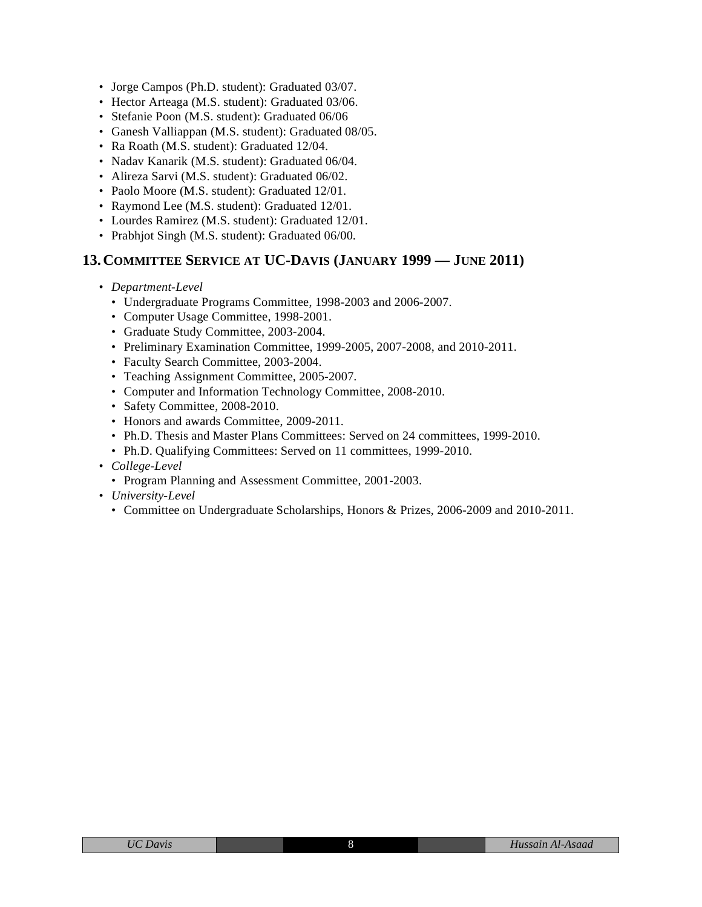- Jorge Campos (Ph.D. student): Graduated 03/07.
- Hector Arteaga (M.S. student): Graduated 03/06.
- Stefanie Poon (M.S. student): Graduated 06/06
- Ganesh Valliappan (M.S. student): Graduated 08/05.
- Ra Roath (M.S. student): Graduated 12/04.
- Nadav Kanarik (M.S. student): Graduated 06/04.
- Alireza Sarvi (M.S. student): Graduated 06/02.
- Paolo Moore (M.S. student): Graduated 12/01.
- Raymond Lee (M.S. student): Graduated 12/01.
- Lourdes Ramirez (M.S. student): Graduated 12/01.
- Prabhjot Singh (M.S. student): Graduated 06/00.

## 13. COMMITTEE SERVICE AT UC-DAVIS (JANUARY 1999 — JUNE 2011)

- *Department-Level*
  - Undergraduate Programs Committee, 1998-2003 and 2006-2007.
  - Computer Usage Committee, 1998-2001.
  - Graduate Study Committee, 2003-2004.
  - Preliminary Examination Committee, 1999-2005, 2007-2008, and 2010-2011.
  - Faculty Search Committee, 2003-2004.
  - Teaching Assignment Committee, 2005-2007.
  - Computer and Information Technology Committee, 2008-2010.
  - Safety Committee, 2008-2010.
  - Honors and awards Committee, 2009-2011.
  - Ph.D. Thesis and Master Plans Committees: Served on 24 committees, 1999-2010.
  - Ph.D. Qualifying Committees: Served on 11 committees, 1999-2010.
- *College-Level*
  - Program Planning and Assessment Committee, 2001-2003.
- *University-Level*
  - Committee on Undergraduate Scholarships, Honors & Prizes, 2006-2009 and 2010-2011.